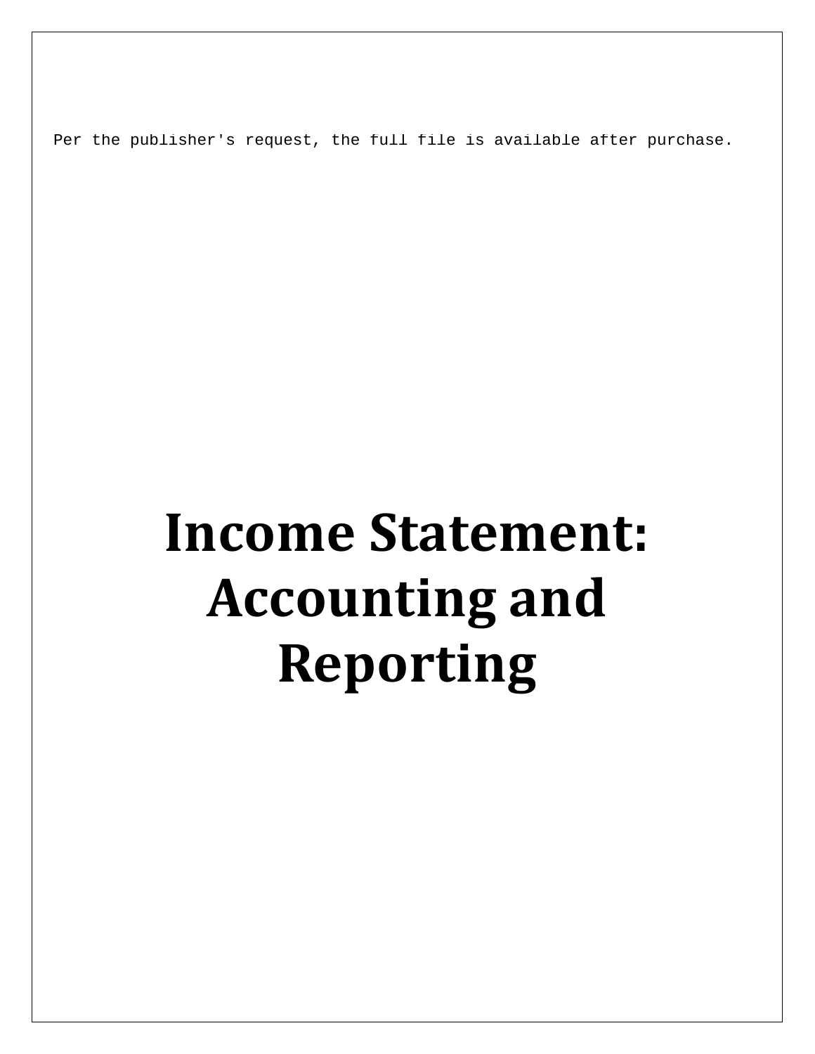Per the publisher's request, the full file is available after purchase.

# Income Statement: Accounting and Reporting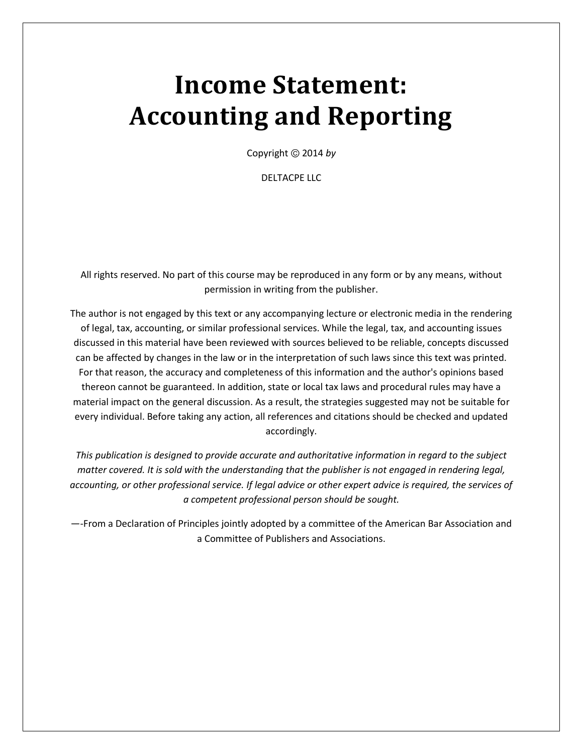# Income Statement: Accounting and Reporting

Copyright Ⓒ 2014 *by*

DELTACPE LLC

All rights reserved. No part of this course may be reproduced in any form or by any means, without permission in writing from the publisher.

The author is not engaged by this text or any accompanying lecture or electronic media in the rendering of legal, tax, accounting, or similar professional services. While the legal, tax, and accounting issues discussed in this material have been reviewed with sources believed to be reliable, concepts discussed can be affected by changes in the law or in the interpretation of such laws since this text was printed. For that reason, the accuracy and completeness of this information and the author's opinions based thereon cannot be guaranteed. In addition, state or local tax laws and procedural rules may have a material impact on the general discussion. As a result, the strategies suggested may not be suitable for every individual. Before taking any action, all references and citations should be checked and updated accordingly.

*This publication is designed to provide accurate and authoritative information in regard to the subject matter covered. It is sold with the understanding that the publisher is not engaged in rendering legal, accounting, or other professional service. If legal advice or other expert advice is required, the services of a competent professional person should be sought.*

—-From a Declaration of Principles jointly adopted by a committee of the American Bar Association and a Committee of Publishers and Associations.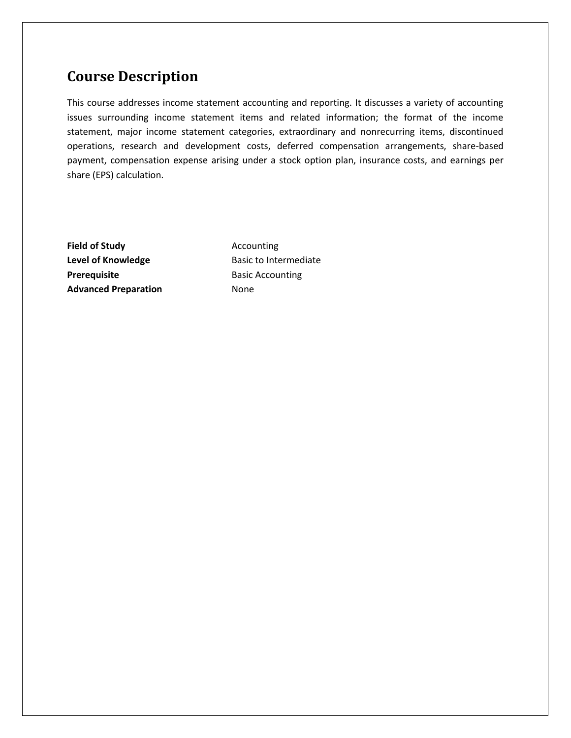## Course Description

This course addresses income statement accounting and reporting. It discusses a variety of accounting issues surrounding income statement items and related information; the format of the income statement, major income statement categories, extraordinary and nonrecurring items, discontinued operations, research and development costs, deferred compensation arrangements, share-based payment, compensation expense arising under a stock option plan, insurance costs, and earnings per share (EPS) calculation.

**Field of Study** Accounting
**Level of Knowledge** Basic to Intermediate
**Prerequisite** Basic Accounting
**Advanced Preparation** None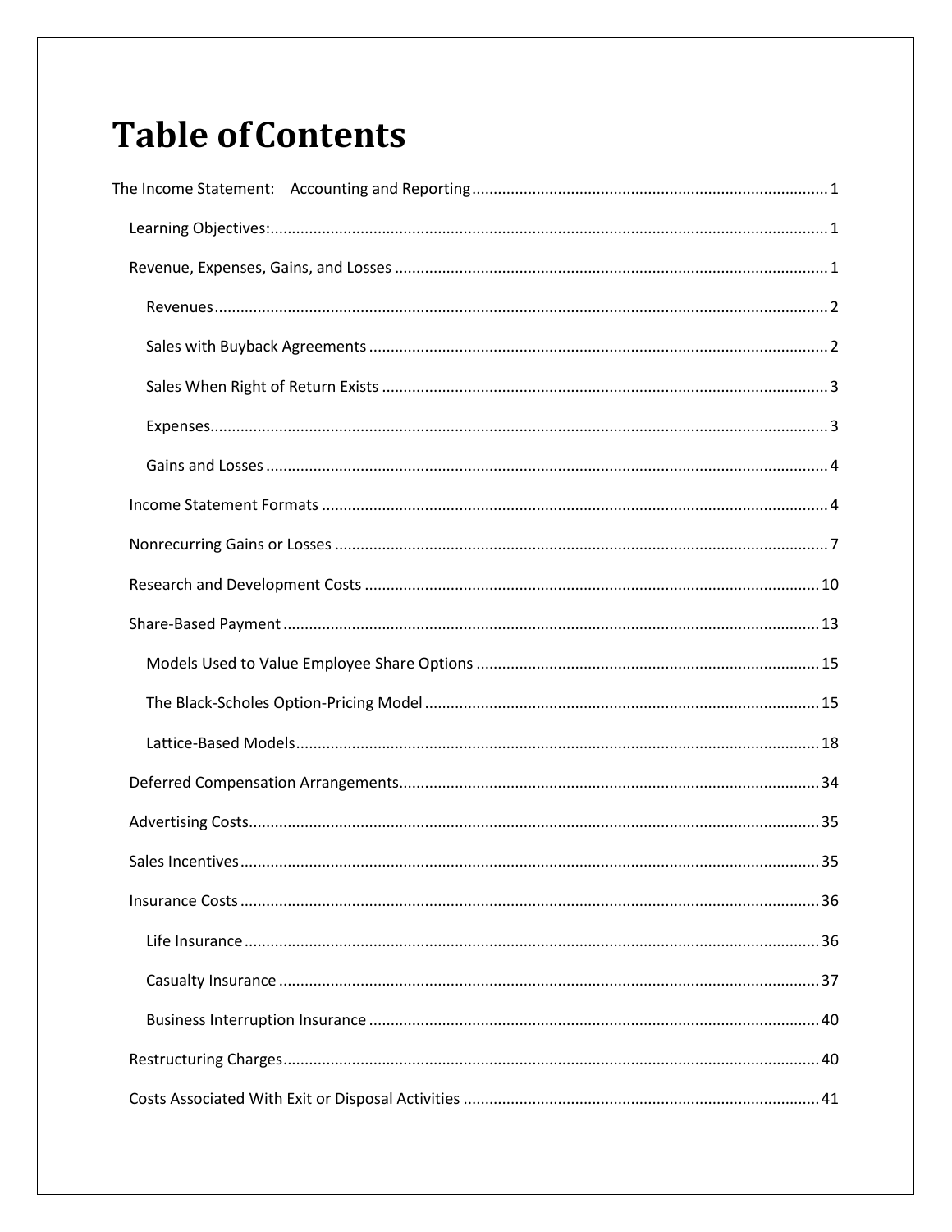# Table of Contents

The Income Statement: Accounting and Reporting ........ 1

- Learning Objectives: ........ 1
- Revenue, Expenses, Gains, and Losses ........ 1
  - Revenues ........ 2
  - Sales with Buyback Agreements ........ 2
  - Sales When Right of Return Exists ........ 3
  - Expenses ........ 3
  - Gains and Losses ........ 4
- Income Statement Formats ........ 4
- Nonrecurring Gains or Losses ........ 7
- Research and Development Costs ........ 10
- Share-Based Payment ........ 13
  - Models Used to Value Employee Share Options ........ 15
  - The Black-Scholes Option-Pricing Model ........ 15
  - Lattice-Based Models ........ 18
- Deferred Compensation Arrangements ........ 34
- Advertising Costs ........ 35
- Sales Incentives ........ 35
- Insurance Costs ........ 36
  - Life Insurance ........ 36
  - Casualty Insurance ........ 37
  - Business Interruption Insurance ........ 40
- Restructuring Charges ........ 40
- Costs Associated With Exit or Disposal Activities ........ 41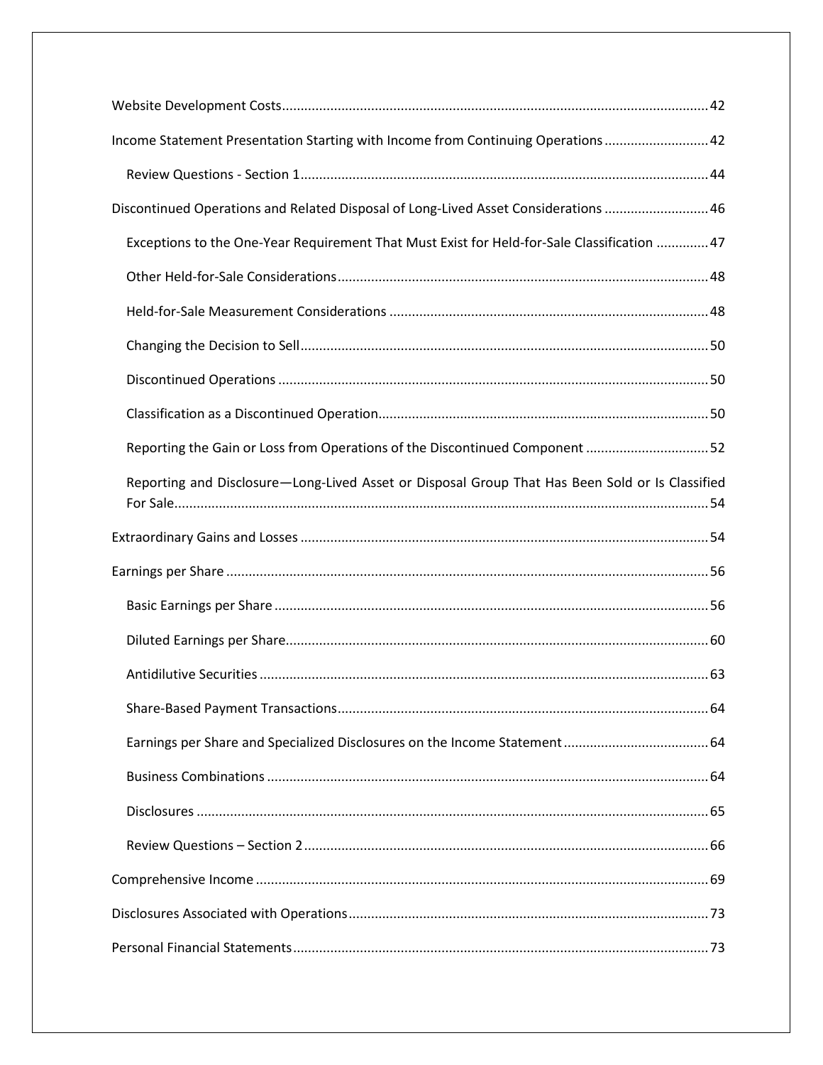Website Development Costs.................................................................................................................42

Income Statement Presentation Starting with Income from Continuing Operations ............................42

- Review Questions - Section 1............................................................................................................44

Discontinued Operations and Related Disposal of Long-Lived Asset Considerations ............................46

- Exceptions to the One-Year Requirement That Must Exist for Held-for-Sale Classification ..............47
- Other Held-for-Sale Considerations..................................................................................................48
- Held-for-Sale Measurement Considerations .....................................................................................48
- Changing the Decision to Sell............................................................................................................50
- Discontinued Operations ..................................................................................................................50
- Classification as a Discontinued Operation.......................................................................................50
- Reporting the Gain or Loss from Operations of the Discontinued Component .................................52
- Reporting and Disclosure—Long-Lived Asset or Disposal Group That Has Been Sold or Is Classified For Sale.............................................................................................................................................54

Extraordinary Gains and Losses ............................................................................................................54

Earnings per Share ................................................................................................................................56

- Basic Earnings per Share ...................................................................................................................56
- Diluted Earnings per Share................................................................................................................60
- Antidilutive Securities .......................................................................................................................63
- Share-Based Payment Transactions...................................................................................................64
- Earnings per Share and Specialized Disclosures on the Income Statement .......................................64
- Business Combinations .....................................................................................................................64
- Disclosures ........................................................................................................................................65
- Review Questions – Section 2 ...........................................................................................................66

Comprehensive Income ........................................................................................................................69

Disclosures Associated with Operations................................................................................................73

Personal Financial Statements ..............................................................................................................73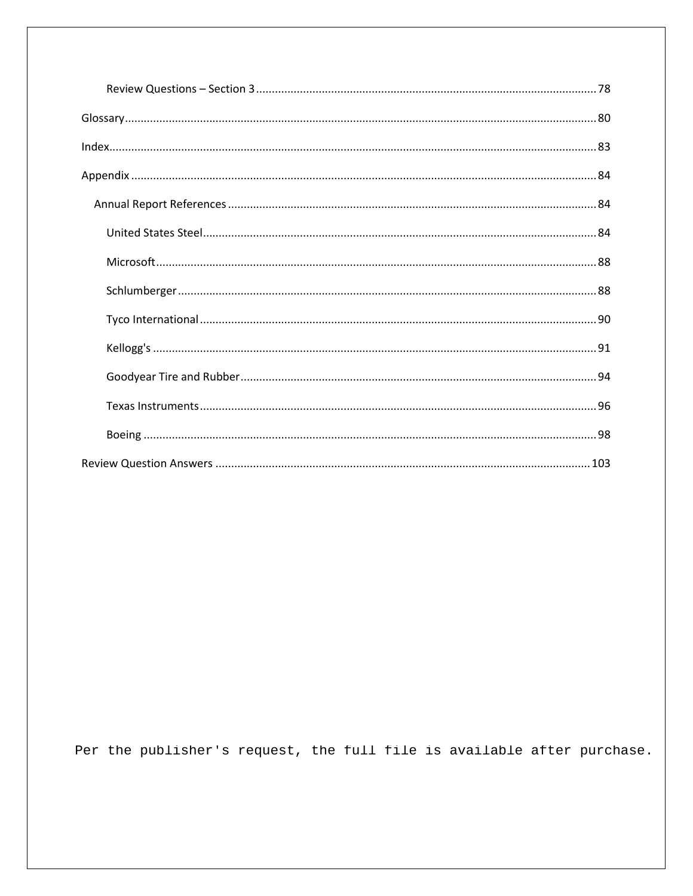Review Questions – Section 3 ........ 78

Glossary ........ 80

Index ........ 83

Appendix ........ 84

Annual Report References ........ 84

United States Steel ........ 84

Microsoft ........ 88

Schlumberger ........ 88

Tyco International ........ 90

Kellogg's ........ 91

Goodyear Tire and Rubber ........ 94

Texas Instruments ........ 96

Boeing ........ 98

Review Question Answers ........ 103

Per the publisher's request, the full file is available after purchase.